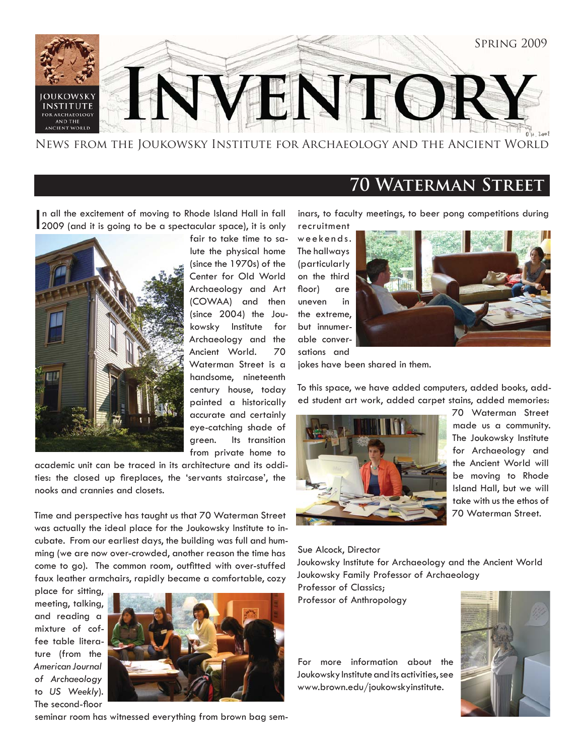# Inventory

Spring 2009

News from the Joukowsky Institute for Archaeology and the Ancient World

## 70 Waterman Street

In all the excitement of moving to Rhode Island Hall in fall 2009 (and it is going to be a spectacular space), it is only fair to take time to salute the physical home (since the 1970s) of the Center for Old World Archaeology and Art (COWAA) and then (since 2004) the Joukowsky Institute for Archaeology and the Ancient World. 70 Waterman Street is a handsome, nineteenth century house, today painted a historically accurate and certainly eye-catching shade of green. Its transition from private home to academic unit can be traced in its architecture and its oddities: the closed up fireplaces, the 'servants staircase', the nooks and crannies and closets.

Time and perspective has taught us that 70 Waterman Street was actually the ideal place for the Joukowsky Institute to incubate. From our earliest days, the building was full and humming (we are now over-crowded, another reason the time has come to go). The common room, outfitted with over-stuffed faux leather armchairs, rapidly became a comfortable, cozy place for sitting, meeting, talking, and reading a mixture of coffee table literature (from the *American Journal of Archaeology* to *US Weekly*). The second-floor seminar room has witnessed everything from brown bag seminars, to faculty meetings, to beer pong competitions during recruitment weekends. The hallways (particularly on the third floor) are uneven in the extreme, but innumerable conversations and jokes have been shared in them.

To this space, we have added computers, added books, added student art work, added carpet stains, added memories: 70 Waterman Street made us a community. The Joukowsky Institute for Archaeology and the Ancient World will be moving to Rhode Island Hall, but we will take with us the ethos of 70 Waterman Street.

Sue Alcock, Director
Joukowsky Institute for Archaeology and the Ancient World
Joukowsky Family Professor of Archaeology
Professor of Classics;
Professor of Anthropology

For more information about the Joukowsky Institute and its activities, see www.brown.edu/joukowskyinstitute.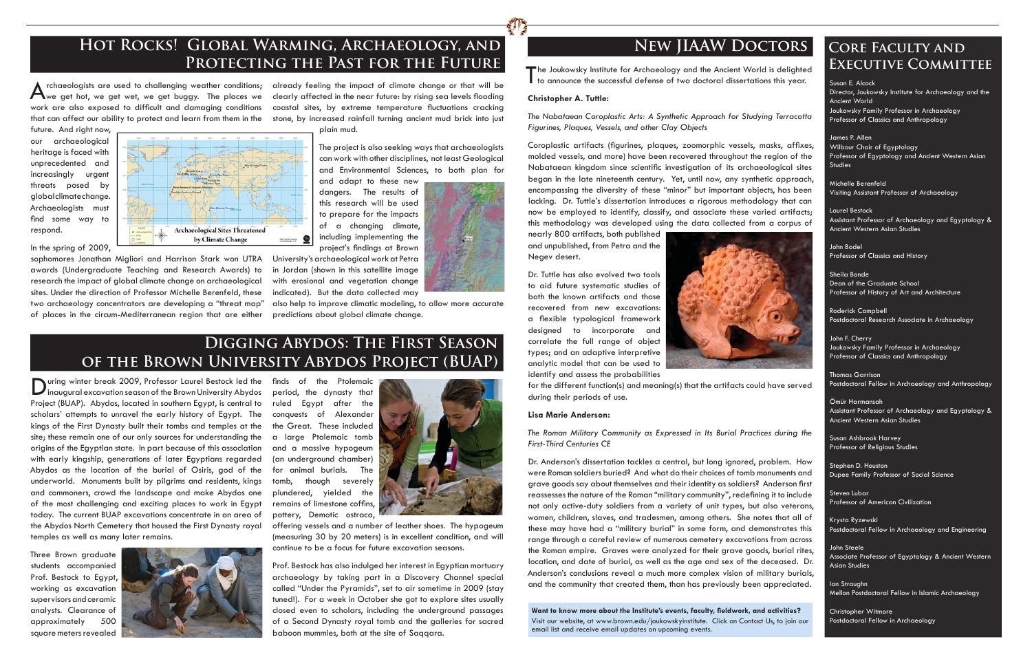# Hot Rocks! Global Warming, Archaeology, and Protecting the Past for the Future

Archaeologists are used to challenging weather conditions; we get hot, we get wet, we get buggy. The places we work are also exposed to difficult and damaging conditions that can affect our ability to protect and learn from them in the future. And right now, our archaeological heritage is faced with unprecedented and increasingly urgent threats posed by global climate change. Archaeologists must find some way to respond.

In the spring of 2009, sophomores Jonathan Migliori and Harrison Stark won UTRA awards (Undergraduate Teaching and Research Awards) to research the impact of global climate change on archaeological sites. Under the direction of Professor Michelle Berenfeld, these two archaeology concentrators are developing a "threat map" of places in the circum-Mediterranean region that are either already feeling the impact of climate change or that will be clearly affected in the near future: by rising sea levels flooding coastal sites, by extreme temperature fluctuations cracking stone, by increased rainfall turning ancient mud brick into just plain mud.

The project is also seeking ways that archaeologists can work with other disciplines, not least Geological and Environmental Sciences, to both plan for and adapt to these new dangers. The results of this research will be used to prepare for the impacts of a changing climate, including implementing the project's findings at Brown University's archaeological work at Petra in Jordan (shown in this satellite image with erosional and vegetation change indicated). But the data collected may also help to improve climate modeling, to allow more accurate predictions about global climate change.

# Digging Abydos: The First Season of the Brown University Abydos Project (BUAP)

During winter break 2009, Professor Laurel Bestock led the inaugural excavation season of the Brown University Abydos Project (BUAP). Abydos, located in southern Egypt, is central to scholars' attempts to unravel the early history of Egypt. The kings of the First Dynasty built their tombs and temples at the site; these remain one of our only sources for understanding the origins of the Egyptian state. In part because of this association with early kingship, generations of later Egyptians regarded Abydos as the location of the burial of Osiris, god of the underworld. Monuments built by pilgrims and residents, kings and commoners, crowd the landscape and make Abydos one of the most challenging and exciting places to work in Egypt today. The current BUAP excavations concentrate in an area of the Abydos North Cemetery that housed the First Dynasty royal temples as well as many later remains.

Three Brown graduate students accompanied Prof. Bestock to Egypt, working as excavation supervisors and ceramic analysts. Clearance of approximately 500 square meters revealed finds of the Ptolemaic period, the dynasty that ruled Egypt after the conquests of Alexander the Great. These included a large Ptolemaic tomb and a massive hypogeum (an underground chamber) for animal burials. The tomb, though severely plundered, yielded the remains of limestone coffins, pottery, Demotic ostraca, offering vessels and a number of leather shoes. The hypogeum (measuring 30 by 20 meters) is in excellent condition, and will continue to be a focus for future excavation seasons.

Prof. Bestock has also indulged her interest in Egyptian mortuary archaeology by taking part in a Discovery Channel special called "Under the Pyramids", set to air sometime in 2009 (stay tuned!). For a week in October she got to explore sites usually closed even to scholars, including the underground passages of a Second Dynasty royal tomb and the galleries for sacred baboon mummies, both at the site of Saqqara.

# New JIAAW Doctors

The Joukowsky Institute for Archaeology and the Ancient World is delighted to announce the successful defense of two doctoral dissertations this year.

**Christopher A. Tuttle:**

*The Nabataean Coroplastic Arts: A Synthetic Approach for Studying Terracotta Figurines, Plaques, Vessels, and other Clay Objects*

Coroplastic artifacts (figurines, plaques, zoomorphic vessels, masks, affixes, molded vessels, and more) have been recovered throughout the region of the Nabataean kingdom since scientific investigation of its archaeological sites began in the late nineteenth century. Yet, until now, any synthetic approach, encompassing the diversity of these "minor" but important objects, has been lacking. Dr. Tuttle's dissertation introduces a rigorous methodology that can now be employed to identify, classify, and associate these varied artifacts; this methodology was developed using the data collected from a corpus of nearly 800 artifacts, both published and unpublished, from Petra and the Negev desert.

Dr. Tuttle has also evolved two tools to aid future systematic studies of both the known artifacts and those recovered from new excavations: a flexible typological framework designed to incorporate and correlate the full range of object types; and an adaptive interpretive analytic model that can be used to identify and assess the probabilities for the different function(s) and meaning(s) that the artifacts could have served during their periods of use.

**Lisa Marie Anderson:**

*The Roman Military Community as Expressed in Its Burial Practices during the First-Third Centuries CE*

Dr. Anderson's dissertation tackles a central, but long ignored, problem. How were Roman soldiers buried? And what do their choices of tomb monuments and grave goods say about themselves and their identity as soldiers? Anderson first reassesses the nature of the Roman "military community", redefining it to include not only active-duty soldiers from a variety of unit types, but also veterans, women, children, slaves, and tradesmen, among others. She notes that all of these may have had a "military burial" in some form, and demonstrates this range through a careful review of numerous cemetery excavations from across the Roman empire. Graves were analyzed for their grave goods, burial rites, location, and date of burial, as well as the age and sex of the deceased. Dr. Anderson's conclusions reveal a much more complex vision of military burials, and the community that created them, than has previously been appreciated.

**Want to know more about the Institute's events, faculty, fieldwork, and activities?** Visit our website, at www.brown.edu/joukowskyinstitute. Click on Contact Us, to join our email list and receive email updates on upcoming events.

# Core Faculty and Executive Committee

Susan E. Alcock
Director, Joukowsky Institute for Archaeology and the Ancient World
Joukowsky Family Professor in Archaeology
Professor of Classics and Anthropology

James P. Allen
Wilbour Chair of Egyptology
Professor of Egyptology and Ancient Western Asian Studies

Michelle Berenfeld
Visiting Assistant Professor of Archaeology

Laurel Bestock
Assistant Professor of Archaeology and Egyptology & Ancient Western Asian Studies

John Bodel
Professor of Classics and History

Sheila Bonde
Dean of the Graduate School
Professor of History of Art and Architecture

Roderick Campbell
Postdoctoral Research Associate in Archaeology

John F. Cherry
Joukowsky Family Professor in Archaeology
Professor of Classics and Anthropology

Thomas Garrison
Postdoctoral Fellow in Archaeology and Anthropology

Ömür Harmansah
Assistant Professor of Archaeology and Egyptology & Ancient Western Asian Studies

Susan Ashbrook Harvey
Professor of Religious Studies

Stephen D. Houston
Dupee Family Professor of Social Science

Steven Lubar
Professor of American Civilization

Krysta Ryzewski
Postdoctoral Fellow in Archaeology and Engineering

John Steele
Associate Professor of Egyptology & Ancient Western Asian Studies

Ian Straughn
Mellon Postdoctoral Fellow in Islamic Archaeology

Christopher Witmore
Postdoctoral Fellow in Archaeology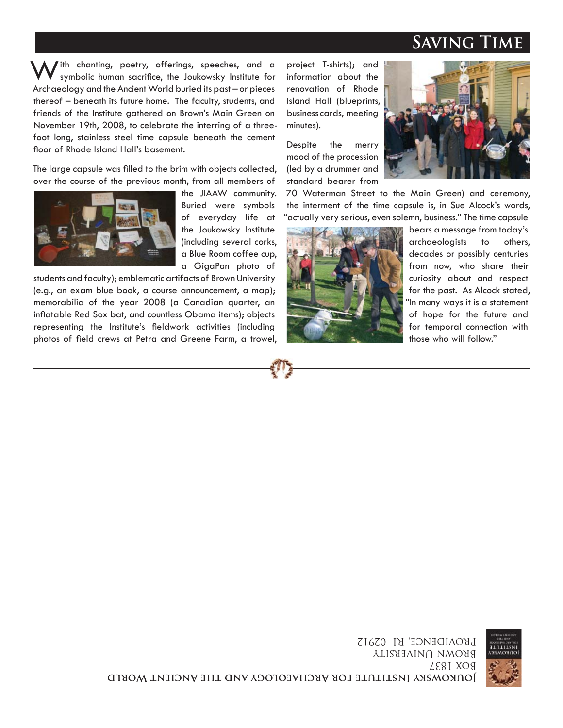# Saving Time

With chanting, poetry, offerings, speeches, and a symbolic human sacrifice, the Joukowsky Institute for Archaeology and the Ancient World buried its past – or pieces thereof – beneath its future home. The faculty, students, and friends of the Institute gathered on Brown's Main Green on November 19th, 2008, to celebrate the interring of a three-foot long, stainless steel time capsule beneath the cement floor of Rhode Island Hall's basement.

The large capsule was filled to the brim with objects collected, over the course of the previous month, from all members of the JIAAW community. Buried were symbols of everyday life at the Joukowsky Institute (including several corks, a Blue Room coffee cup, a GigaPan photo of students and faculty); emblematic artifacts of Brown University (e.g., an exam blue book, a course announcement, a map); memorabilia of the year 2008 (a Canadian quarter, an inflatable Red Sox bat, and countless Obama items); objects representing the Institute's fieldwork activities (including photos of field crews at Petra and Greene Farm, a trowel, project T-shirts); and information about the renovation of Rhode Island Hall (blueprints, business cards, meeting minutes).

Despite the merry mood of the procession (led by a drummer and standard bearer from 70 Waterman Street to the Main Green) and ceremony, the interment of the time capsule is, in Sue Alcock's words, "actually very serious, even solemn, business." The time capsule bears a message from today's archaeologists to others, decades or possibly centuries from now, who share their curiosity about and respect for the past. As Alcock stated, "In many ways it is a statement of hope for the future and for temporal connection with those who will follow."

Joukowsky Institute for Archaeology and the Ancient World
Box 1837
Brown University
Providence, RI 02912